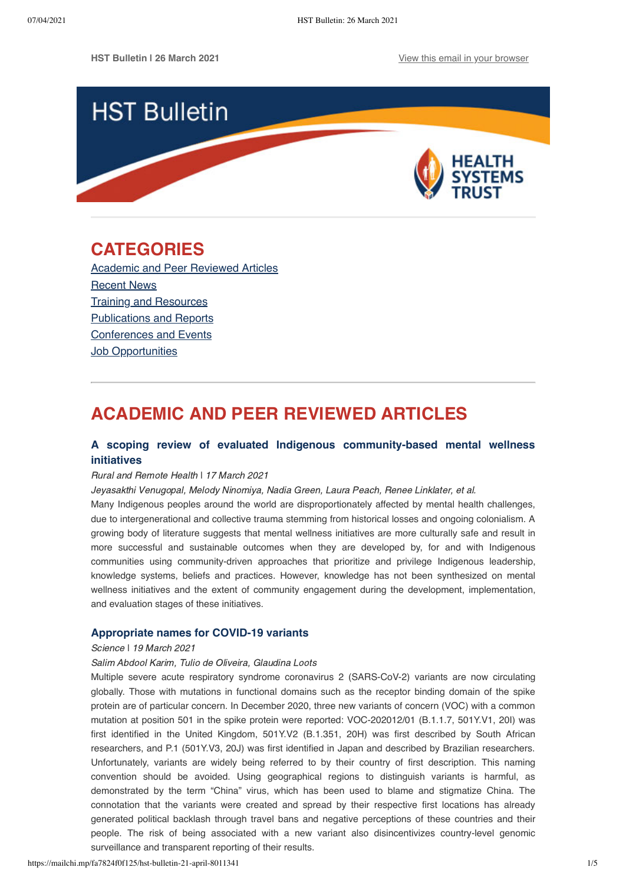**HST Bulletin | 26 March 2021** [View this email in your browser]

# HST Bulletin

HEALTH SYSTEMS TRUST

## CATEGORIES

[Academic and Peer Reviewed Articles]
[Recent News]
[Training and Resources]
[Publications and Reports]
[Conferences and Events]
[Job Opportunities]

---

## ACADEMIC AND PEER REVIEWED ARTICLES

### A scoping review of evaluated Indigenous community-based mental wellness initiatives

*Rural and Remote Health* | *17 March 2021*

*Jeyasakthi Venugopal, Melody Ninomiya, Nadia Green, Laura Peach, Renee Linklater, et al.*

Many Indigenous peoples around the world are disproportionately affected by mental health challenges, due to intergenerational and collective trauma stemming from historical losses and ongoing colonialism. A growing body of literature suggests that mental wellness initiatives are more culturally safe and result in more successful and sustainable outcomes when they are developed by, for and with Indigenous communities using community-driven approaches that prioritize and privilege Indigenous leadership, knowledge systems, beliefs and practices. However, knowledge has not been synthesized on mental wellness initiatives and the extent of community engagement during the development, implementation, and evaluation stages of these initiatives.

### Appropriate names for COVID-19 variants

*Science* | *19 March 2021*

*Salim Abdool Karim, Tulio de Oliveira, Glaudina Loots*

Multiple severe acute respiratory syndrome coronavirus 2 (SARS-CoV-2) variants are now circulating globally. Those with mutations in functional domains such as the receptor binding domain of the spike protein are of particular concern. In December 2020, three new variants of concern (VOC) with a common mutation at position 501 in the spike protein were reported: VOC-202012/01 (B.1.1.7, 501Y.V1, 20I) was first identified in the United Kingdom, 501Y.V2 (B.1.351, 20H) was first described by South African researchers, and P.1 (501Y.V3, 20J) was first identified in Japan and described by Brazilian researchers. Unfortunately, variants are widely being referred to by their country of first description. This naming convention should be avoided. Using geographical regions to distinguish variants is harmful, as demonstrated by the term "China" virus, which has been used to blame and stigmatize China. The connotation that the variants were created and spread by their respective first locations has already generated political backlash through travel bans and negative perceptions of these countries and their people. The risk of being associated with a new variant also disincentivizes country-level genomic surveillance and transparent reporting of their results.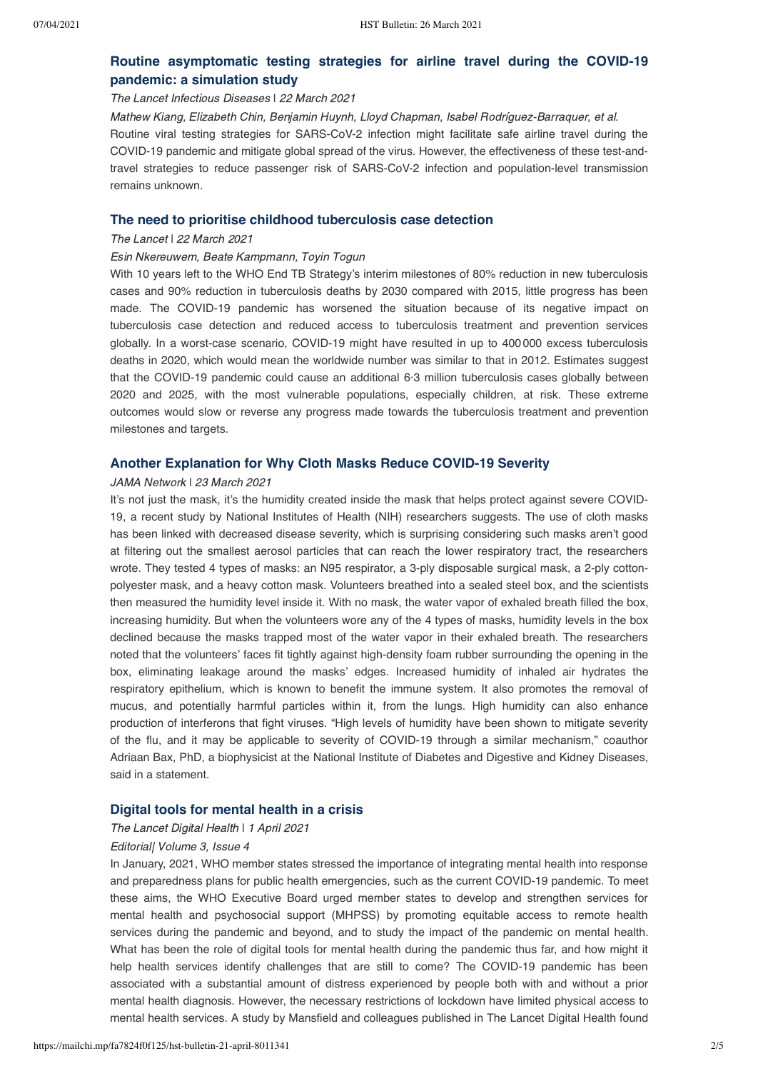## Routine asymptomatic testing strategies for airline travel during the COVID-19 pandemic: a simulation study

*The Lancet Infectious Diseases | 22 March 2021*

*Mathew Kiang, Elizabeth Chin, Benjamin Huynh, Lloyd Chapman, Isabel Rodríguez-Barraquer, et al.*

Routine viral testing strategies for SARS-CoV-2 infection might facilitate safe airline travel during the COVID-19 pandemic and mitigate global spread of the virus. However, the effectiveness of these test-and-travel strategies to reduce passenger risk of SARS-CoV-2 infection and population-level transmission remains unknown.

## The need to prioritise childhood tuberculosis case detection

*The Lancet | 22 March 2021*

*Esin Nkereuwem, Beate Kampmann, Toyin Togun*

With 10 years left to the WHO End TB Strategy's interim milestones of 80% reduction in new tuberculosis cases and 90% reduction in tuberculosis deaths by 2030 compared with 2015, little progress has been made. The COVID-19 pandemic has worsened the situation because of its negative impact on tuberculosis case detection and reduced access to tuberculosis treatment and prevention services globally. In a worst-case scenario, COVID-19 might have resulted in up to 400 000 excess tuberculosis deaths in 2020, which would mean the worldwide number was similar to that in 2012. Estimates suggest that the COVID-19 pandemic could cause an additional 6·3 million tuberculosis cases globally between 2020 and 2025, with the most vulnerable populations, especially children, at risk. These extreme outcomes would slow or reverse any progress made towards the tuberculosis treatment and prevention milestones and targets.

## Another Explanation for Why Cloth Masks Reduce COVID-19 Severity

*JAMA Network | 23 March 2021*

It's not just the mask, it's the humidity created inside the mask that helps protect against severe COVID-19, a recent study by National Institutes of Health (NIH) researchers suggests. The use of cloth masks has been linked with decreased disease severity, which is surprising considering such masks aren't good at filtering out the smallest aerosol particles that can reach the lower respiratory tract, the researchers wrote. They tested 4 types of masks: an N95 respirator, a 3-ply disposable surgical mask, a 2-ply cotton-polyester mask, and a heavy cotton mask. Volunteers breathed into a sealed steel box, and the scientists then measured the humidity level inside it. With no mask, the water vapor of exhaled breath filled the box, increasing humidity. But when the volunteers wore any of the 4 types of masks, humidity levels in the box declined because the masks trapped most of the water vapor in their exhaled breath. The researchers noted that the volunteers' faces fit tightly against high-density foam rubber surrounding the opening in the box, eliminating leakage around the masks' edges. Increased humidity of inhaled air hydrates the respiratory epithelium, which is known to benefit the immune system. It also promotes the removal of mucus, and potentially harmful particles within it, from the lungs. High humidity can also enhance production of interferons that fight viruses. "High levels of humidity have been shown to mitigate severity of the flu, and it may be applicable to severity of COVID-19 through a similar mechanism," coauthor Adriaan Bax, PhD, a biophysicist at the National Institute of Diabetes and Digestive and Kidney Diseases, said in a statement.

## Digital tools for mental health in a crisis

*The Lancet Digital Health | 1 April 2021*

*Editorial| Volume 3, Issue 4*

In January, 2021, WHO member states stressed the importance of integrating mental health into response and preparedness plans for public health emergencies, such as the current COVID-19 pandemic. To meet these aims, the WHO Executive Board urged member states to develop and strengthen services for mental health and psychosocial support (MHPSS) by promoting equitable access to remote health services during the pandemic and beyond, and to study the impact of the pandemic on mental health. What has been the role of digital tools for mental health during the pandemic thus far, and how might it help health services identify challenges that are still to come? The COVID-19 pandemic has been associated with a substantial amount of distress experienced by people both with and without a prior mental health diagnosis. However, the necessary restrictions of lockdown have limited physical access to mental health services. A study by Mansfield and colleagues published in The Lancet Digital Health found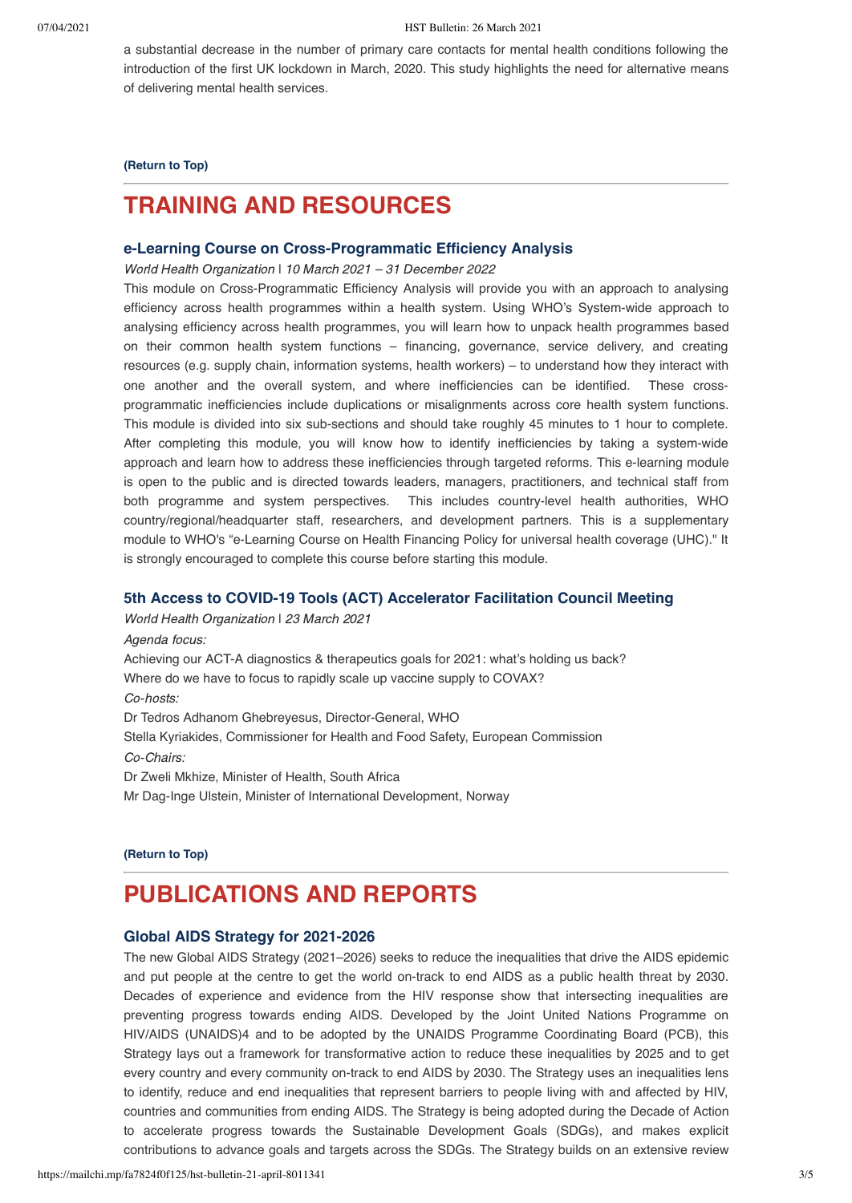a substantial decrease in the number of primary care contacts for mental health conditions following the introduction of the first UK lockdown in March, 2020. This study highlights the need for alternative means of delivering mental health services.

**(Return to Top)**

# TRAINING AND RESOURCES

### e-Learning Course on Cross-Programmatic Efficiency Analysis

*World Health Organization | 10 March 2021 – 31 December 2022*

This module on Cross-Programmatic Efficiency Analysis will provide you with an approach to analysing efficiency across health programmes within a health system. Using WHO's System-wide approach to analysing efficiency across health programmes, you will learn how to unpack health programmes based on their common health system functions – financing, governance, service delivery, and creating resources (e.g. supply chain, information systems, health workers) – to understand how they interact with one another and the overall system, and where inefficiencies can be identified. These cross-programmatic inefficiencies include duplications or misalignments across core health system functions. This module is divided into six sub-sections and should take roughly 45 minutes to 1 hour to complete. After completing this module, you will know how to identify inefficiencies by taking a system-wide approach and learn how to address these inefficiencies through targeted reforms. This e-learning module is open to the public and is directed towards leaders, managers, practitioners, and technical staff from both programme and system perspectives. This includes country-level health authorities, WHO country/regional/headquarter staff, researchers, and development partners. This is a supplementary module to WHO's "e-Learning Course on Health Financing Policy for universal health coverage (UHC)." It is strongly encouraged to complete this course before starting this module.

### 5th Access to COVID-19 Tools (ACT) Accelerator Facilitation Council Meeting

*World Health Organization | 23 March 2021*

*Agenda focus:*

Achieving our ACT-A diagnostics & therapeutics goals for 2021: what's holding us back?

Where do we have to focus to rapidly scale up vaccine supply to COVAX?

*Co-hosts:*

Dr Tedros Adhanom Ghebreyesus, Director-General, WHO

Stella Kyriakides, Commissioner for Health and Food Safety, European Commission

*Co-Chairs:*

Dr Zweli Mkhize, Minister of Health, South Africa

Mr Dag-Inge Ulstein, Minister of International Development, Norway

**(Return to Top)**

# PUBLICATIONS AND REPORTS

### Global AIDS Strategy for 2021-2026

The new Global AIDS Strategy (2021–2026) seeks to reduce the inequalities that drive the AIDS epidemic and put people at the centre to get the world on-track to end AIDS as a public health threat by 2030. Decades of experience and evidence from the HIV response show that intersecting inequalities are preventing progress towards ending AIDS. Developed by the Joint United Nations Programme on HIV/AIDS (UNAIDS)4 and to be adopted by the UNAIDS Programme Coordinating Board (PCB), this Strategy lays out a framework for transformative action to reduce these inequalities by 2025 and to get every country and every community on-track to end AIDS by 2030. The Strategy uses an inequalities lens to identify, reduce and end inequalities that represent barriers to people living with and affected by HIV, countries and communities from ending AIDS. The Strategy is being adopted during the Decade of Action to accelerate progress towards the Sustainable Development Goals (SDGs), and makes explicit contributions to advance goals and targets across the SDGs. The Strategy builds on an extensive review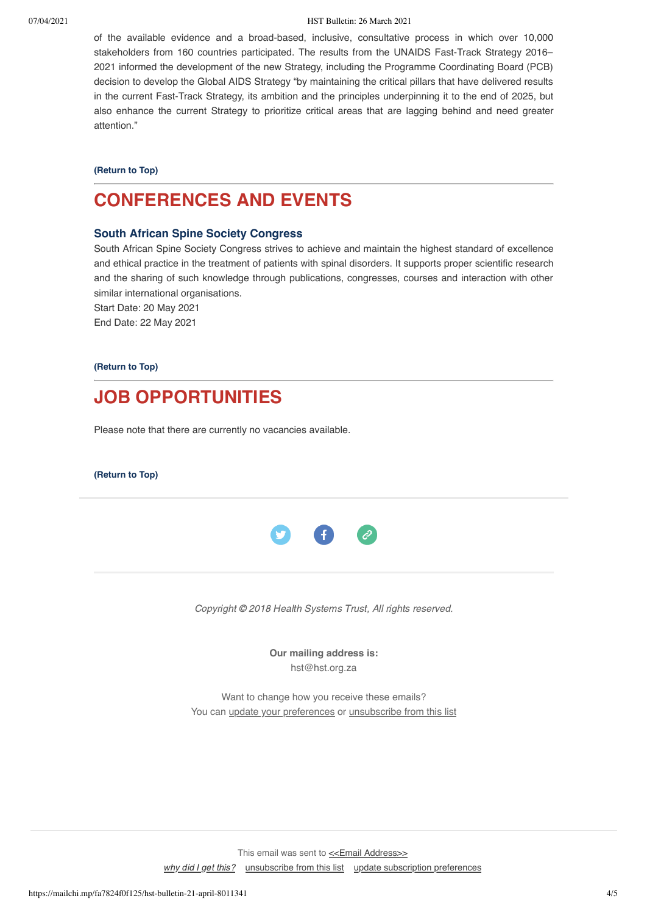of the available evidence and a broad-based, inclusive, consultative process in which over 10,000 stakeholders from 160 countries participated. The results from the UNAIDS Fast-Track Strategy 2016–2021 informed the development of the new Strategy, including the Programme Coordinating Board (PCB) decision to develop the Global AIDS Strategy "by maintaining the critical pillars that have delivered results in the current Fast-Track Strategy, its ambition and the principles underpinning it to the end of 2025, but also enhance the current Strategy to prioritize critical areas that are lagging behind and need greater attention."

**(Return to Top)**

---

# CONFERENCES AND EVENTS

### South African Spine Society Congress

South African Spine Society Congress strives to achieve and maintain the highest standard of excellence and ethical practice in the treatment of patients with spinal disorders. It supports proper scientific research and the sharing of such knowledge through publications, congresses, courses and interaction with other similar international organisations.
Start Date: 20 May 2021
End Date: 22 May 2021

**(Return to Top)**

---

# JOB OPPORTUNITIES

Please note that there are currently no vacancies available.

**(Return to Top)**

---

*Copyright © 2018 Health Systems Trust, All rights reserved.*

**Our mailing address is:**
hst@hst.org.za

Want to change how you receive these emails?
You can update your preferences or unsubscribe from this list

This email was sent to <<Email Address>>
*why did I get this?* unsubscribe from this list update subscription preferences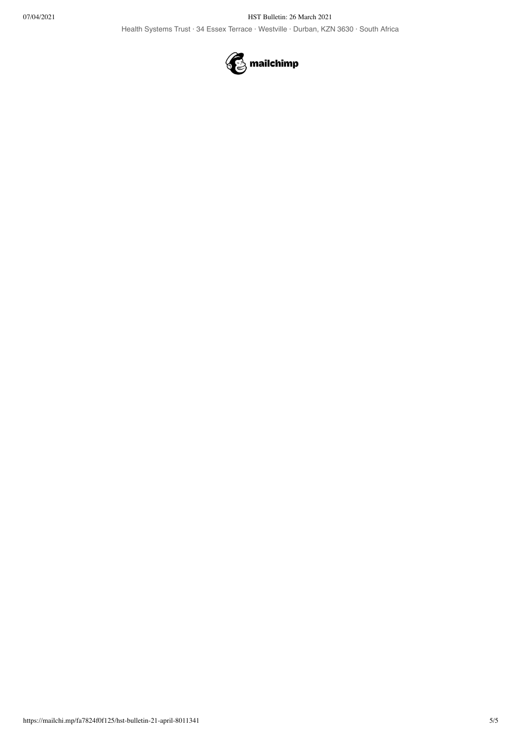Health Systems Trust · 34 Essex Terrace · Westville · Durban, KZN 3630 · South Africa

mailchimp